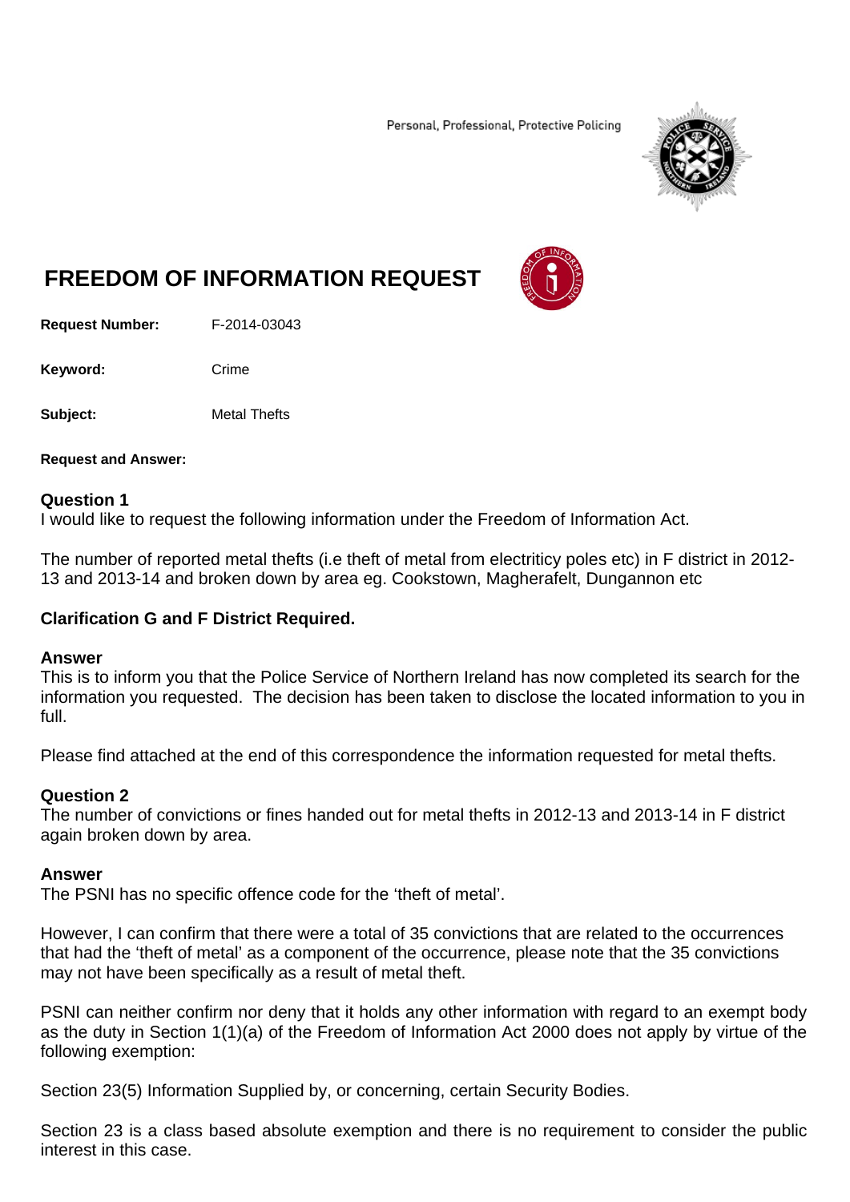Personal, Professional, Protective Policing

# FREEDOM OF INFORMATION REQUEST

**Request Number:** F-2014-03043

**Keyword:** Crime

**Subject:** Metal Thefts

**Request and Answer:**

**Question 1**
I would like to request the following information under the Freedom of Information Act.

The number of reported metal thefts (i.e theft of metal from electriticy poles etc) in F district in 2012-13 and 2013-14 and broken down by area eg. Cookstown, Magherafelt, Dungannon etc

**Clarification G and F District Required.**

**Answer**
This is to inform you that the Police Service of Northern Ireland has now completed its search for the information you requested. The decision has been taken to disclose the located information to you in full.

Please find attached at the end of this correspondence the information requested for metal thefts.

**Question 2**
The number of convictions or fines handed out for metal thefts in 2012-13 and 2013-14 in F district again broken down by area.

**Answer**
The PSNI has no specific offence code for the 'theft of metal'.

However, I can confirm that there were a total of 35 convictions that are related to the occurrences that had the 'theft of metal' as a component of the occurrence, please note that the 35 convictions may not have been specifically as a result of metal theft.

PSNI can neither confirm nor deny that it holds any other information with regard to an exempt body as the duty in Section 1(1)(a) of the Freedom of Information Act 2000 does not apply by virtue of the following exemption:

Section 23(5) Information Supplied by, or concerning, certain Security Bodies.

Section 23 is a class based absolute exemption and there is no requirement to consider the public interest in this case.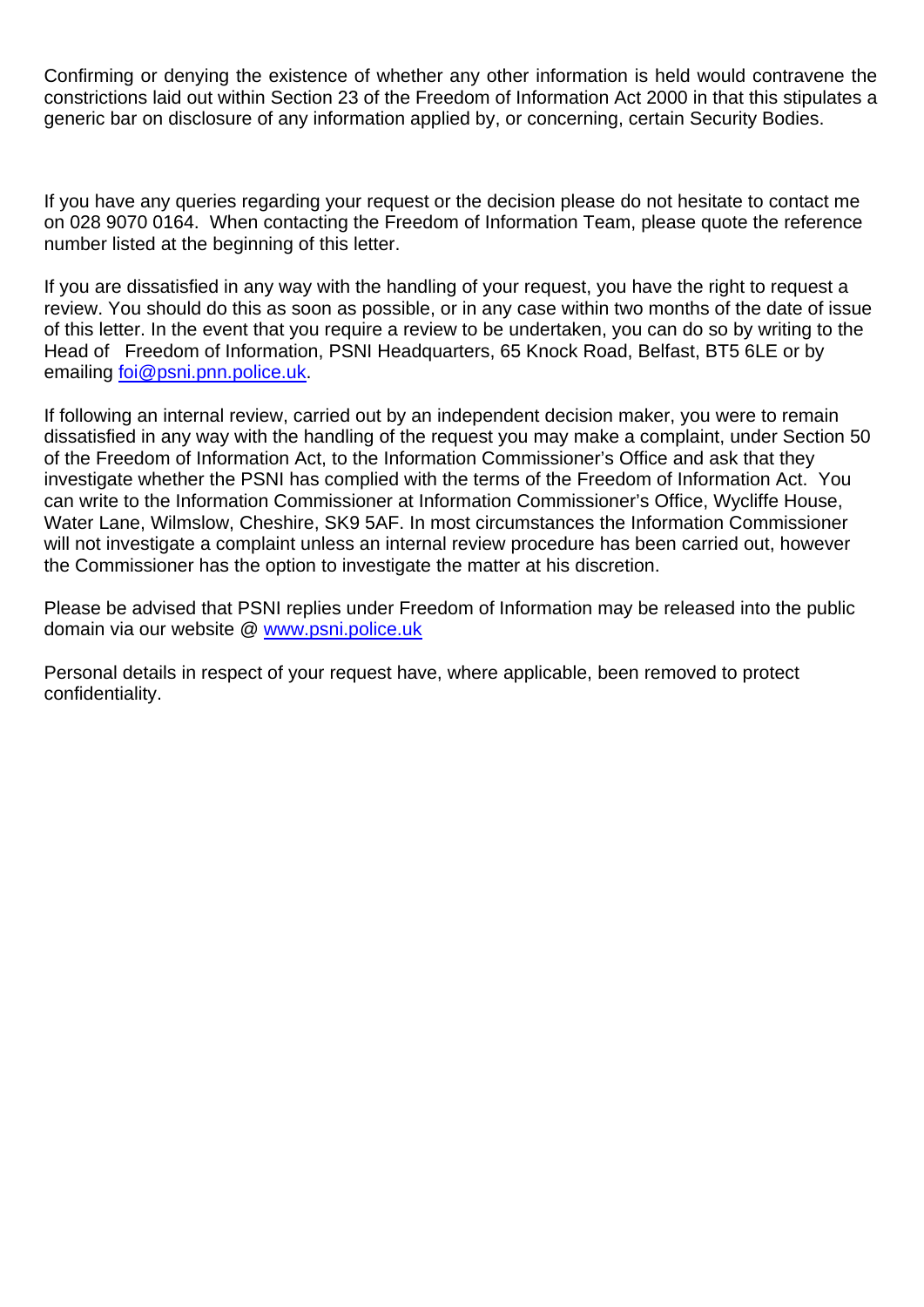Confirming or denying the existence of whether any other information is held would contravene the constrictions laid out within Section 23 of the Freedom of Information Act 2000 in that this stipulates a generic bar on disclosure of any information applied by, or concerning, certain Security Bodies.

If you have any queries regarding your request or the decision please do not hesitate to contact me on 028 9070 0164. When contacting the Freedom of Information Team, please quote the reference number listed at the beginning of this letter.

If you are dissatisfied in any way with the handling of your request, you have the right to request a review. You should do this as soon as possible, or in any case within two months of the date of issue of this letter. In the event that you require a review to be undertaken, you can do so by writing to the Head of Freedom of Information, PSNI Headquarters, 65 Knock Road, Belfast, BT5 6LE or by emailing foi@psni.pnn.police.uk.

If following an internal review, carried out by an independent decision maker, you were to remain dissatisfied in any way with the handling of the request you may make a complaint, under Section 50 of the Freedom of Information Act, to the Information Commissioner's Office and ask that they investigate whether the PSNI has complied with the terms of the Freedom of Information Act. You can write to the Information Commissioner at Information Commissioner's Office, Wycliffe House, Water Lane, Wilmslow, Cheshire, SK9 5AF. In most circumstances the Information Commissioner will not investigate a complaint unless an internal review procedure has been carried out, however the Commissioner has the option to investigate the matter at his discretion.

Please be advised that PSNI replies under Freedom of Information may be released into the public domain via our website @ www.psni.police.uk

Personal details in respect of your request have, where applicable, been removed to protect confidentiality.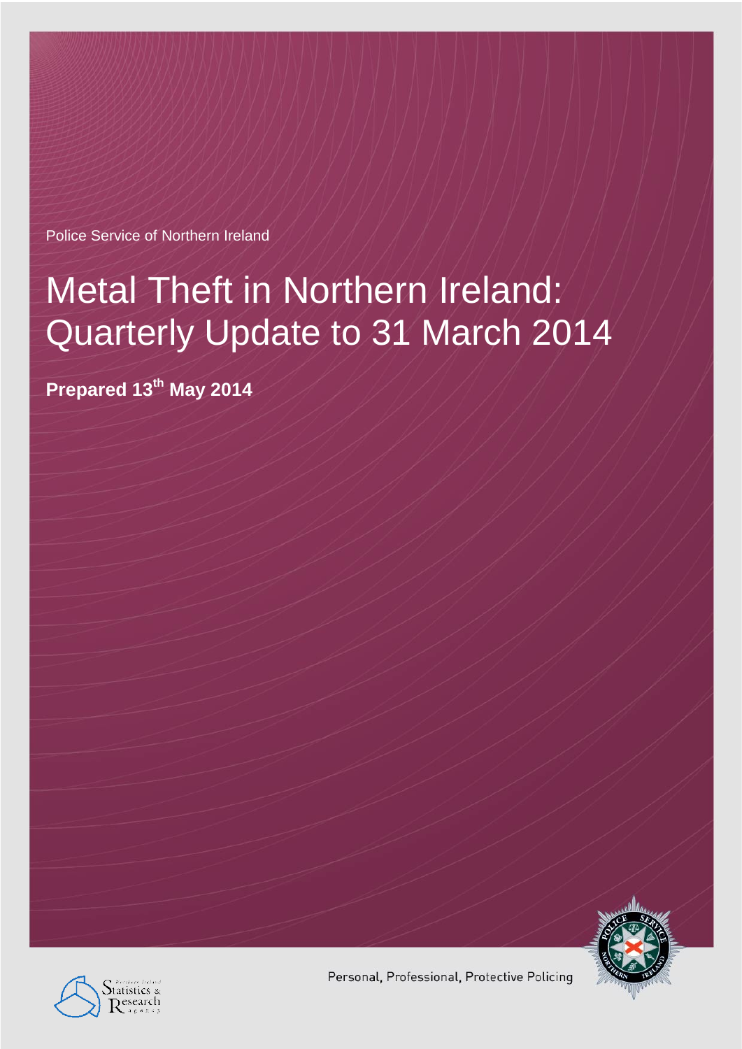Police Service of Northern Ireland

# Metal Theft in Northern Ireland: Quarterly Update to 31 March 2014

**Prepared 13th May 2014**

Personal, Professional, Protective Policing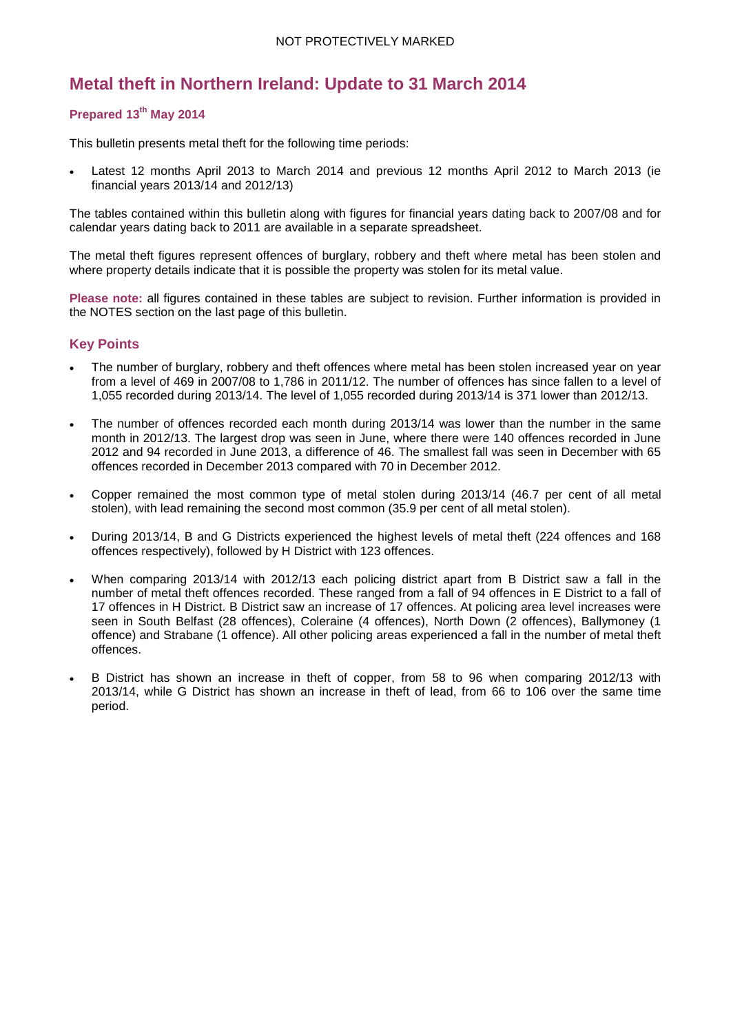NOT PROTECTIVELY MARKED

# Metal theft in Northern Ireland: Update to 31 March 2014

### Prepared 13th May 2014

This bulletin presents metal theft for the following time periods:

- Latest 12 months April 2013 to March 2014 and previous 12 months April 2012 to March 2013 (ie financial years 2013/14 and 2012/13)

The tables contained within this bulletin along with figures for financial years dating back to 2007/08 and for calendar years dating back to 2011 are available in a separate spreadsheet.

The metal theft figures represent offences of burglary, robbery and theft where metal has been stolen and where property details indicate that it is possible the property was stolen for its metal value.

**Please note:** all figures contained in these tables are subject to revision. Further information is provided in the NOTES section on the last page of this bulletin.

## Key Points

- The number of burglary, robbery and theft offences where metal has been stolen increased year on year from a level of 469 in 2007/08 to 1,786 in 2011/12. The number of offences has since fallen to a level of 1,055 recorded during 2013/14. The level of 1,055 recorded during 2013/14 is 371 lower than 2012/13.
- The number of offences recorded each month during 2013/14 was lower than the number in the same month in 2012/13. The largest drop was seen in June, where there were 140 offences recorded in June 2012 and 94 recorded in June 2013, a difference of 46. The smallest fall was seen in December with 65 offences recorded in December 2013 compared with 70 in December 2012.
- Copper remained the most common type of metal stolen during 2013/14 (46.7 per cent of all metal stolen), with lead remaining the second most common (35.9 per cent of all metal stolen).
- During 2013/14, B and G Districts experienced the highest levels of metal theft (224 offences and 168 offences respectively), followed by H District with 123 offences.
- When comparing 2013/14 with 2012/13 each policing district apart from B District saw a fall in the number of metal theft offences recorded. These ranged from a fall of 94 offences in E District to a fall of 17 offences in H District. B District saw an increase of 17 offences. At policing area level increases were seen in South Belfast (28 offences), Coleraine (4 offences), North Down (2 offences), Ballymoney (1 offence) and Strabane (1 offence). All other policing areas experienced a fall in the number of metal theft offences.
- B District has shown an increase in theft of copper, from 58 to 96 when comparing 2012/13 with 2013/14, while G District has shown an increase in theft of lead, from 66 to 106 over the same time period.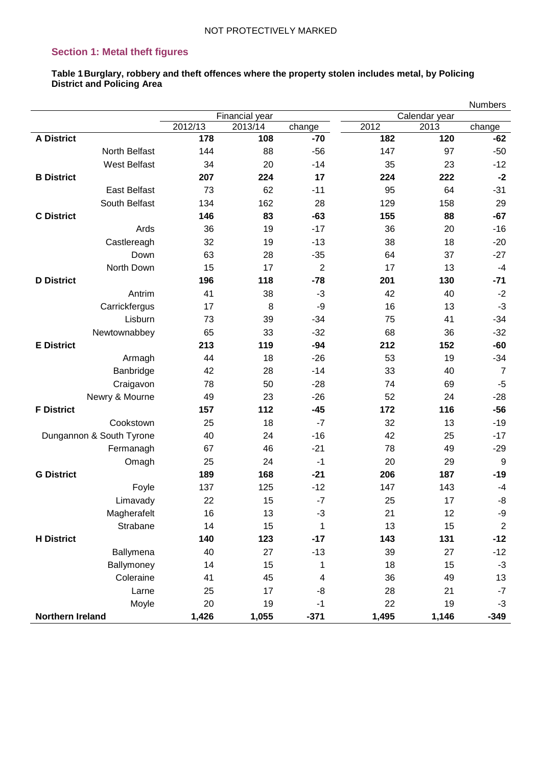NOT PROTECTIVELY MARKED

## Section 1: Metal theft figures

**Table 1 Burglary, robbery and theft offences where the property stolen includes metal, by Policing District and Policing Area**

Numbers

| | Financial year | | | Calendar year | | |
|---|---|---|---|---|---|---|
| | 2012/13 | 2013/14 | change | 2012 | 2013 | change |
| **A District** | **178** | **108** | **-70** | **182** | **120** | **-62** |
| North Belfast | 144 | 88 | -56 | 147 | 97 | -50 |
| West Belfast | 34 | 20 | -14 | 35 | 23 | -12 |
| **B District** | **207** | **224** | **17** | **224** | **222** | **-2** |
| East Belfast | 73 | 62 | -11 | 95 | 64 | -31 |
| South Belfast | 134 | 162 | 28 | 129 | 158 | 29 |
| **C District** | **146** | **83** | **-63** | **155** | **88** | **-67** |
| Ards | 36 | 19 | -17 | 36 | 20 | -16 |
| Castlereagh | 32 | 19 | -13 | 38 | 18 | -20 |
| Down | 63 | 28 | -35 | 64 | 37 | -27 |
| North Down | 15 | 17 | 2 | 17 | 13 | -4 |
| **D District** | **196** | **118** | **-78** | **201** | **130** | **-71** |
| Antrim | 41 | 38 | -3 | 42 | 40 | -2 |
| Carrickfergus | 17 | 8 | -9 | 16 | 13 | -3 |
| Lisburn | 73 | 39 | -34 | 75 | 41 | -34 |
| Newtownabbey | 65 | 33 | -32 | 68 | 36 | -32 |
| **E District** | **213** | **119** | **-94** | **212** | **152** | **-60** |
| Armagh | 44 | 18 | -26 | 53 | 19 | -34 |
| Banbridge | 42 | 28 | -14 | 33 | 40 | 7 |
| Craigavon | 78 | 50 | -28 | 74 | 69 | -5 |
| Newry & Mourne | 49 | 23 | -26 | 52 | 24 | -28 |
| **F District** | **157** | **112** | **-45** | **172** | **116** | **-56** |
| Cookstown | 25 | 18 | -7 | 32 | 13 | -19 |
| Dungannon & South Tyrone | 40 | 24 | -16 | 42 | 25 | -17 |
| Fermanagh | 67 | 46 | -21 | 78 | 49 | -29 |
| Omagh | 25 | 24 | -1 | 20 | 29 | 9 |
| **G District** | **189** | **168** | **-21** | **206** | **187** | **-19** |
| Foyle | 137 | 125 | -12 | 147 | 143 | -4 |
| Limavady | 22 | 15 | -7 | 25 | 17 | -8 |
| Magherafelt | 16 | 13 | -3 | 21 | 12 | -9 |
| Strabane | 14 | 15 | 1 | 13 | 15 | 2 |
| **H District** | **140** | **123** | **-17** | **143** | **131** | **-12** |
| Ballymena | 40 | 27 | -13 | 39 | 27 | -12 |
| Ballymoney | 14 | 15 | 1 | 18 | 15 | -3 |
| Coleraine | 41 | 45 | 4 | 36 | 49 | 13 |
| Larne | 25 | 17 | -8 | 28 | 21 | -7 |
| Moyle | 20 | 19 | -1 | 22 | 19 | -3 |
| **Northern Ireland** | **1,426** | **1,055** | **-371** | **1,495** | **1,146** | **-349** |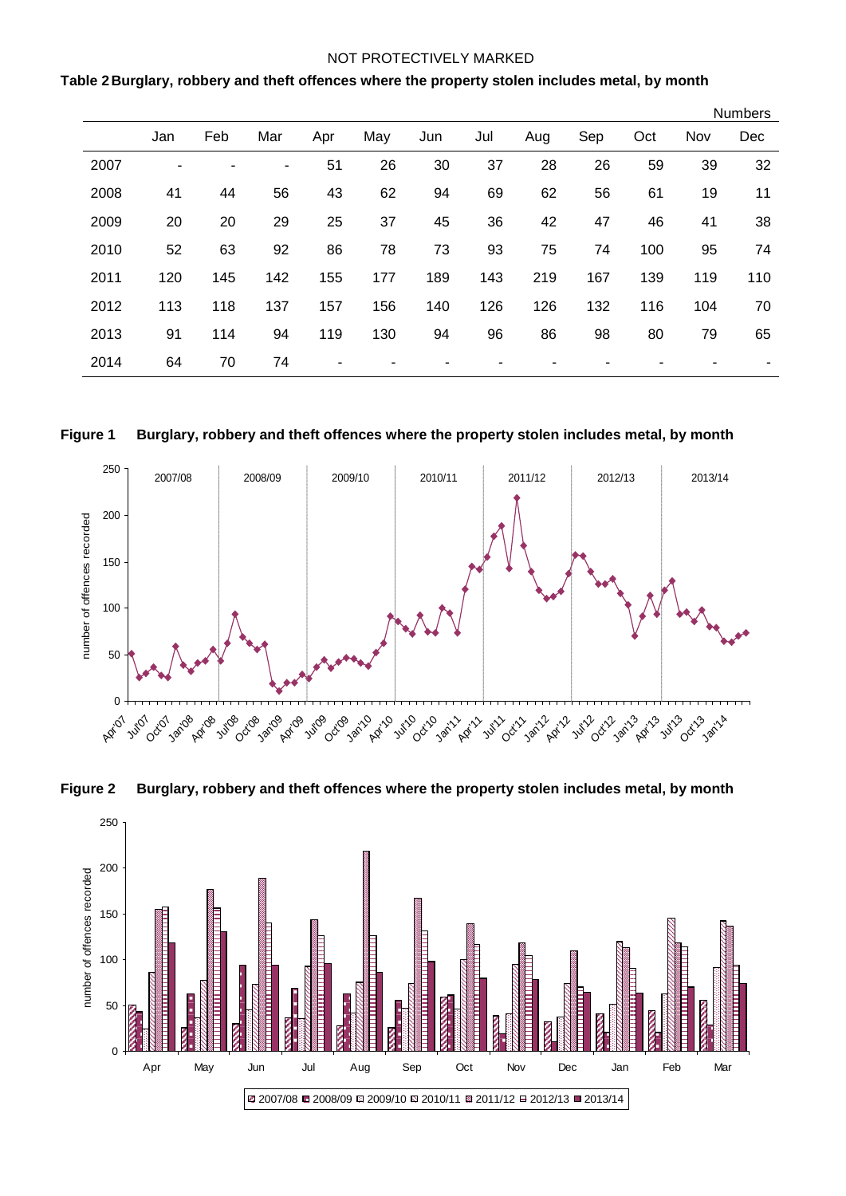NOT PROTECTIVELY MARKED

**Table 2 Burglary, robbery and theft offences where the property stolen includes metal, by month**

Numbers

| | Jan | Feb | Mar | Apr | May | Jun | Jul | Aug | Sep | Oct | Nov | Dec |
|---|---|---|---|---|---|---|---|---|---|---|---|---|
| 2007 | - | - | - | 51 | 26 | 30 | 37 | 28 | 26 | 59 | 39 | 32 |
| 2008 | 41 | 44 | 56 | 43 | 62 | 94 | 69 | 62 | 56 | 61 | 19 | 11 |
| 2009 | 20 | 20 | 29 | 25 | 37 | 45 | 36 | 42 | 47 | 46 | 41 | 38 |
| 2010 | 52 | 63 | 92 | 86 | 78 | 73 | 93 | 75 | 74 | 100 | 95 | 74 |
| 2011 | 120 | 145 | 142 | 155 | 177 | 189 | 143 | 219 | 167 | 139 | 119 | 110 |
| 2012 | 113 | 118 | 137 | 157 | 156 | 140 | 126 | 126 | 132 | 116 | 104 | 70 |
| 2013 | 91 | 114 | 94 | 119 | 130 | 94 | 96 | 86 | 98 | 80 | 79 | 65 |
| 2014 | 64 | 70 | 74 | - | - | - | - | - | - | - | - | - |

**Figure 1 Burglary, robbery and theft offences where the property stolen includes metal, by month**

**Figure 2 Burglary, robbery and theft offences where the property stolen includes metal, by month**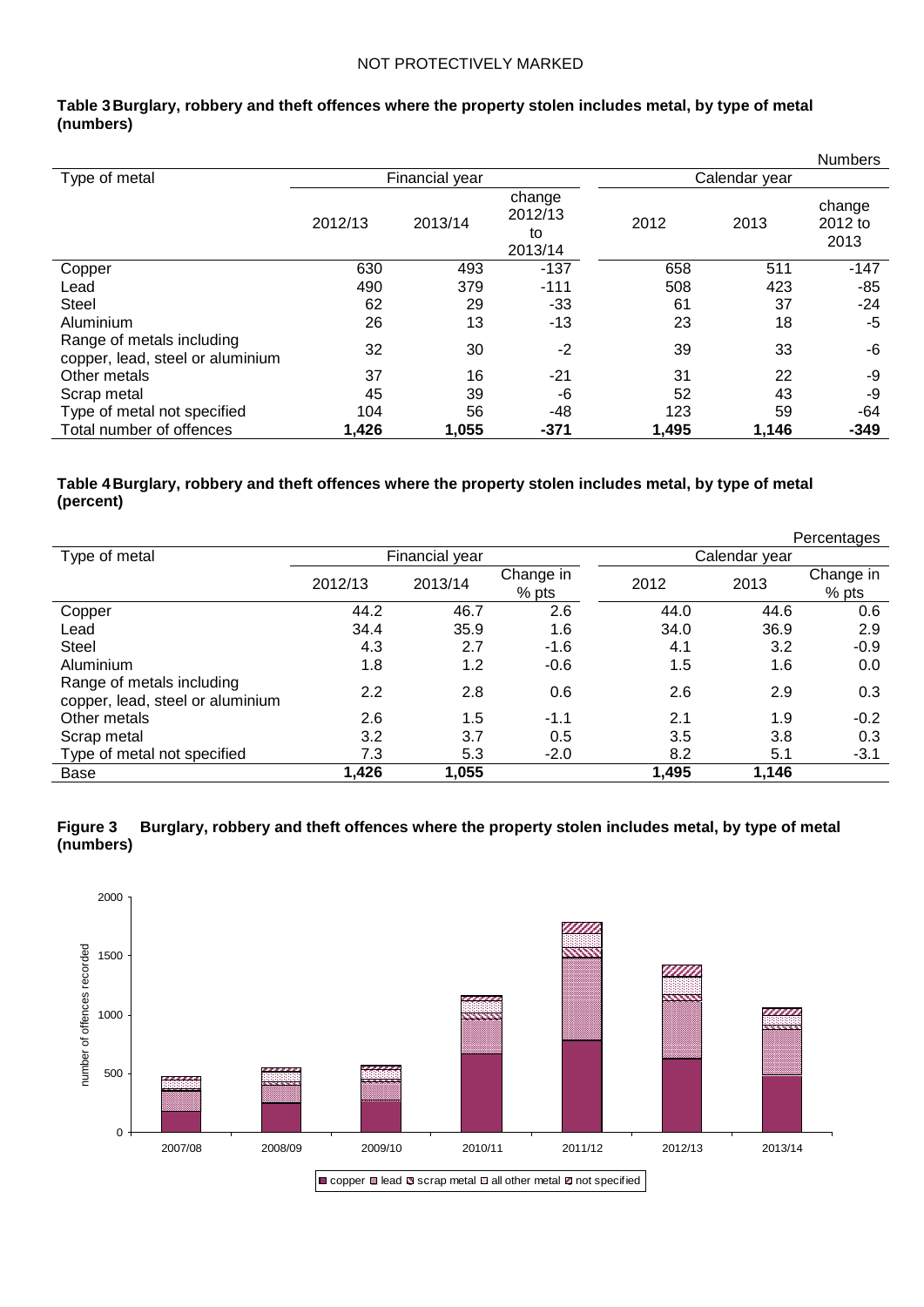**Table 3 Burglary, robbery and theft offences where the property stolen includes metal, by type of metal (numbers)**

Numbers

| Type of metal | Financial year | | | Calendar year | | |
|---|---|---|---|---|---|---|
| | 2012/13 | 2013/14 | change 2012/13 to 2013/14 | 2012 | 2013 | change 2012 to 2013 |
| Copper | 630 | 493 | -137 | 658 | 511 | -147 |
| Lead | 490 | 379 | -111 | 508 | 423 | -85 |
| Steel | 62 | 29 | -33 | 61 | 37 | -24 |
| Aluminium | 26 | 13 | -13 | 23 | 18 | -5 |
| Range of metals including copper, lead, steel or aluminium | 32 | 30 | -2 | 39 | 33 | -6 |
| Other metals | 37 | 16 | -21 | 31 | 22 | -9 |
| Scrap metal | 45 | 39 | -6 | 52 | 43 | -9 |
| Type of metal not specified | 104 | 56 | -48 | 123 | 59 | -64 |
| **Total number of offences** | **1,426** | **1,055** | **-371** | **1,495** | **1,146** | **-349** |

**Table 4 Burglary, robbery and theft offences where the property stolen includes metal, by type of metal (percent)**

Percentages

| Type of metal | Financial year | | | Calendar year | | |
|---|---|---|---|---|---|---|
| | 2012/13 | 2013/14 | Change in % pts | 2012 | 2013 | Change in % pts |
| Copper | 44.2 | 46.7 | 2.6 | 44.0 | 44.6 | 0.6 |
| Lead | 34.4 | 35.9 | 1.6 | 34.0 | 36.9 | 2.9 |
| Steel | 4.3 | 2.7 | -1.6 | 4.1 | 3.2 | -0.9 |
| Aluminium | 1.8 | 1.2 | -0.6 | 1.5 | 1.6 | 0.0 |
| Range of metals including copper, lead, steel or aluminium | 2.2 | 2.8 | 0.6 | 2.6 | 2.9 | 0.3 |
| Other metals | 2.6 | 1.5 | -1.1 | 2.1 | 1.9 | -0.2 |
| Scrap metal | 3.2 | 3.7 | 0.5 | 3.5 | 3.8 | 0.3 |
| Type of metal not specified | 7.3 | 5.3 | -2.0 | 8.2 | 5.1 | -3.1 |
| Base | **1,426** | **1,055** | | **1,495** | **1,146** | |

**Figure 3 Burglary, robbery and theft offences where the property stolen includes metal, by type of metal (numbers)**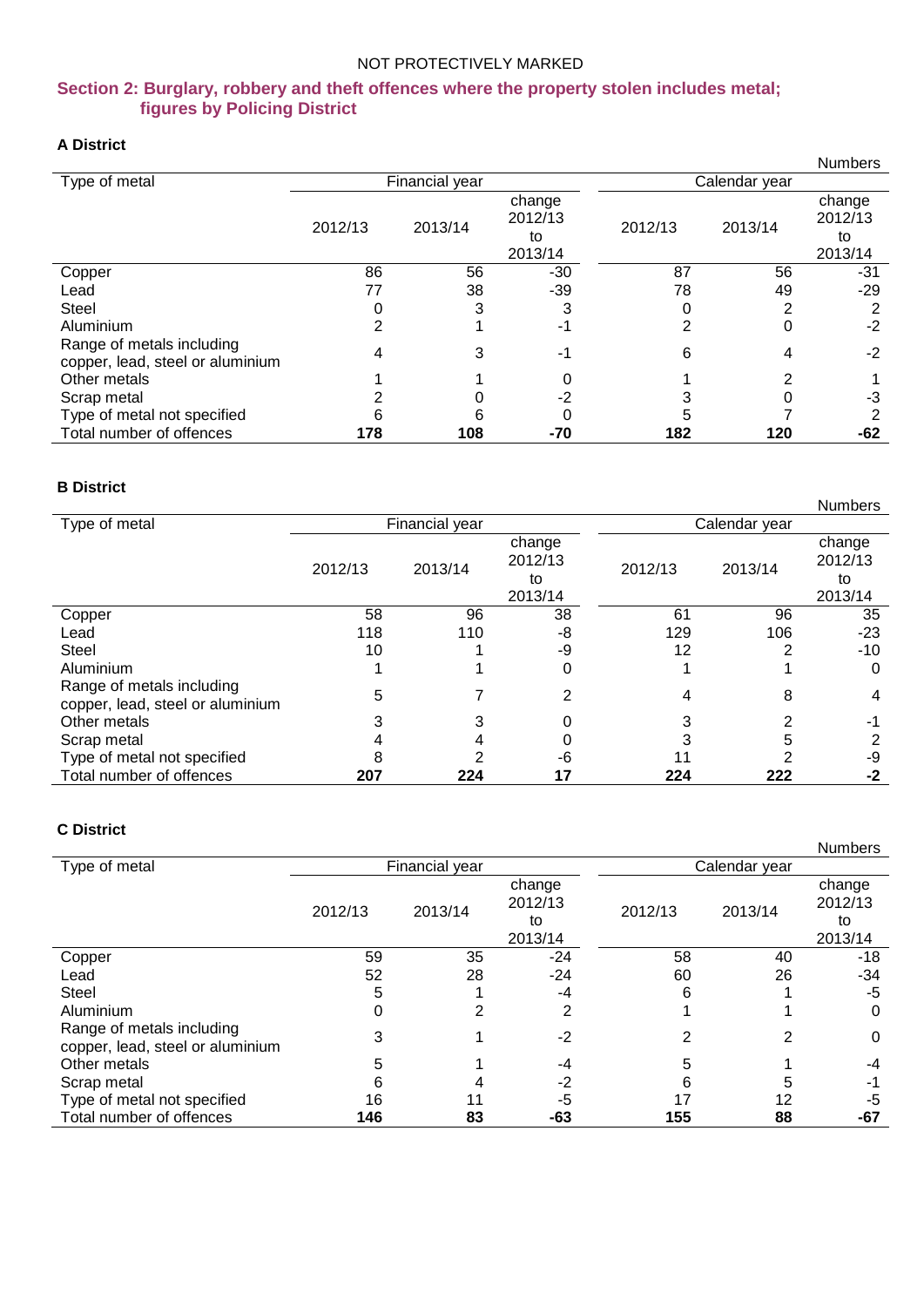NOT PROTECTIVELY MARKED

## Section 2: Burglary, robbery and theft offences where the property stolen includes metal; figures by Policing District

### A District

Numbers

| Type of metal | Financial year | | | Calendar year | | |
|---|---|---|---|---|---|---|
| | 2012/13 | 2013/14 | change 2012/13 to 2013/14 | 2012/13 | 2013/14 | change 2012/13 to 2013/14 |
| Copper | 86 | 56 | -30 | 87 | 56 | -31 |
| Lead | 77 | 38 | -39 | 78 | 49 | -29 |
| Steel | 0 | 3 | 3 | 0 | 2 | 2 |
| Aluminium | 2 | 1 | -1 | 2 | 0 | -2 |
| Range of metals including copper, lead, steel or aluminium | 4 | 3 | -1 | 6 | 4 | -2 |
| Other metals | 1 | 1 | 0 | 1 | 2 | 1 |
| Scrap metal | 2 | 0 | -2 | 3 | 0 | -3 |
| Type of metal not specified | 6 | 6 | 0 | 5 | 7 | 2 |
| **Total number of offences** | **178** | **108** | **-70** | **182** | **120** | **-62** |

### B District

Numbers

| Type of metal | Financial year | | | Calendar year | | |
|---|---|---|---|---|---|---|
| | 2012/13 | 2013/14 | change 2012/13 to 2013/14 | 2012/13 | 2013/14 | change 2012/13 to 2013/14 |
| Copper | 58 | 96 | 38 | 61 | 96 | 35 |
| Lead | 118 | 110 | -8 | 129 | 106 | -23 |
| Steel | 10 | 1 | -9 | 12 | 2 | -10 |
| Aluminium | 1 | 1 | 0 | 1 | 1 | 0 |
| Range of metals including copper, lead, steel or aluminium | 5 | 7 | 2 | 4 | 8 | 4 |
| Other metals | 3 | 3 | 0 | 3 | 2 | -1 |
| Scrap metal | 4 | 4 | 0 | 3 | 5 | 2 |
| Type of metal not specified | 8 | 2 | -6 | 11 | 2 | -9 |
| **Total number of offences** | **207** | **224** | **17** | **224** | **222** | **-2** |

### C District

Numbers

| Type of metal | Financial year | | | Calendar year | | |
|---|---|---|---|---|---|---|
| | 2012/13 | 2013/14 | change 2012/13 to 2013/14 | 2012/13 | 2013/14 | change 2012/13 to 2013/14 |
| Copper | 59 | 35 | -24 | 58 | 40 | -18 |
| Lead | 52 | 28 | -24 | 60 | 26 | -34 |
| Steel | 5 | 1 | -4 | 6 | 1 | -5 |
| Aluminium | 0 | 2 | 2 | 1 | 1 | 0 |
| Range of metals including copper, lead, steel or aluminium | 3 | 1 | -2 | 2 | 2 | 0 |
| Other metals | 5 | 1 | -4 | 5 | 1 | -4 |
| Scrap metal | 6 | 4 | -2 | 6 | 5 | -1 |
| Type of metal not specified | 16 | 11 | -5 | 17 | 12 | -5 |
| **Total number of offences** | **146** | **83** | **-63** | **155** | **88** | **-67** |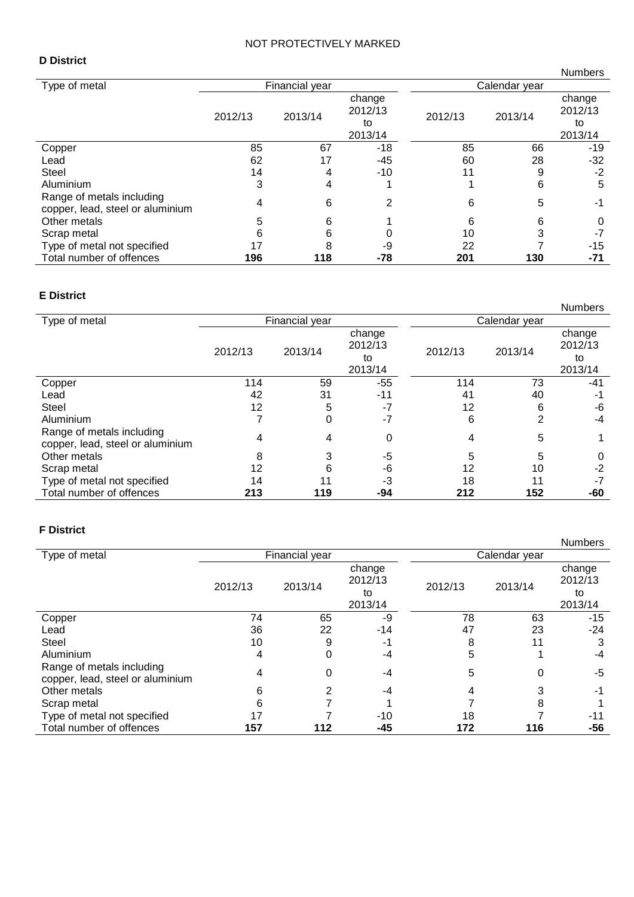### D District

Numbers

| Type of metal | Financial year | | | Calendar year | | |
|---|---|---|---|---|---|---|
| | 2012/13 | 2013/14 | change 2012/13 to 2013/14 | 2012/13 | 2013/14 | change 2012/13 to 2013/14 |
| Copper | 85 | 67 | -18 | 85 | 66 | -19 |
| Lead | 62 | 17 | -45 | 60 | 28 | -32 |
| Steel | 14 | 4 | -10 | 11 | 9 | -2 |
| Aluminium | 3 | 4 | 1 | 1 | 6 | 5 |
| Range of metals including copper, lead, steel or aluminium | 4 | 6 | 2 | 6 | 5 | -1 |
| Other metals | 5 | 6 | 1 | 6 | 6 | 0 |
| Scrap metal | 6 | 6 | 0 | 10 | 3 | -7 |
| Type of metal not specified | 17 | 8 | -9 | 22 | 7 | -15 |
| Total number of offences | **196** | **118** | **-78** | **201** | **130** | **-71** |

### E District

Numbers

| Type of metal | Financial year | | | Calendar year | | |
|---|---|---|---|---|---|---|
| | 2012/13 | 2013/14 | change 2012/13 to 2013/14 | 2012/13 | 2013/14 | change 2012/13 to 2013/14 |
| Copper | 114 | 59 | -55 | 114 | 73 | -41 |
| Lead | 42 | 31 | -11 | 41 | 40 | -1 |
| Steel | 12 | 5 | -7 | 12 | 6 | -6 |
| Aluminium | 7 | 0 | -7 | 6 | 2 | -4 |
| Range of metals including copper, lead, steel or aluminium | 4 | 4 | 0 | 4 | 5 | 1 |
| Other metals | 8 | 3 | -5 | 5 | 5 | 0 |
| Scrap metal | 12 | 6 | -6 | 12 | 10 | -2 |
| Type of metal not specified | 14 | 11 | -3 | 18 | 11 | -7 |
| Total number of offences | **213** | **119** | **-94** | **212** | **152** | **-60** |

### F District

Numbers

| Type of metal | Financial year | | | Calendar year | | |
|---|---|---|---|---|---|---|
| | 2012/13 | 2013/14 | change 2012/13 to 2013/14 | 2012/13 | 2013/14 | change 2012/13 to 2013/14 |
| Copper | 74 | 65 | -9 | 78 | 63 | -15 |
| Lead | 36 | 22 | -14 | 47 | 23 | -24 |
| Steel | 10 | 9 | -1 | 8 | 11 | 3 |
| Aluminium | 4 | 0 | -4 | 5 | 1 | -4 |
| Range of metals including copper, lead, steel or aluminium | 4 | 0 | -4 | 5 | 0 | -5 |
| Other metals | 6 | 2 | -4 | 4 | 3 | -1 |
| Scrap metal | 6 | 7 | 1 | 7 | 8 | 1 |
| Type of metal not specified | 17 | 7 | -10 | 18 | 7 | -11 |
| Total number of offences | **157** | **112** | **-45** | **172** | **116** | **-56** |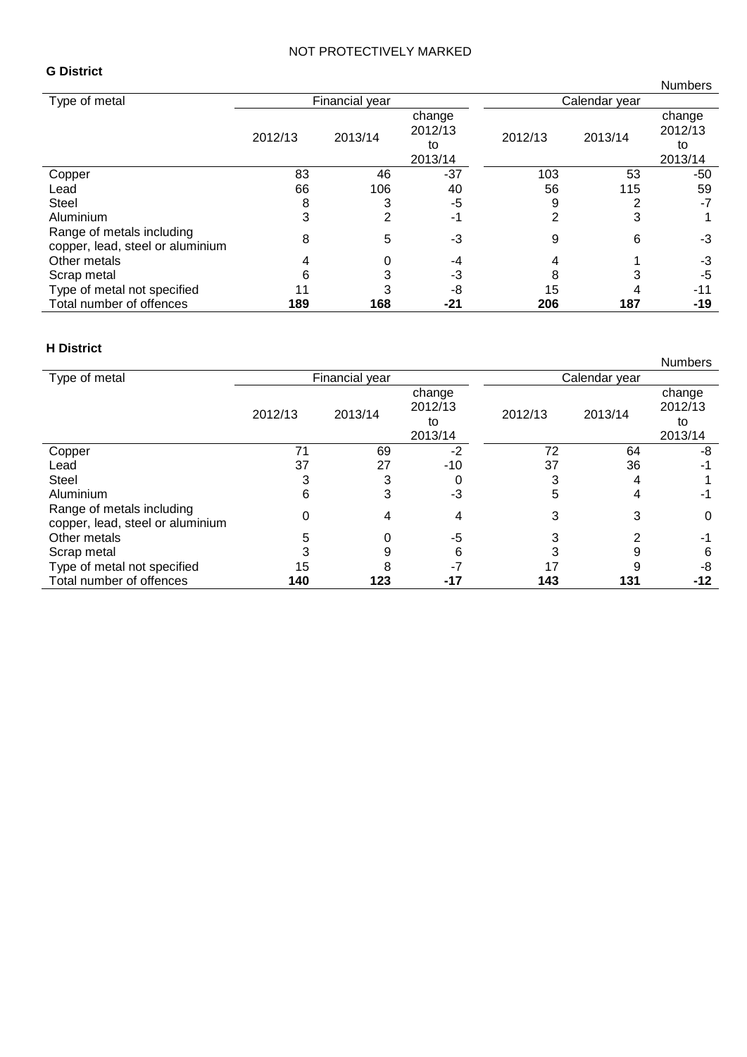NOT PROTECTIVELY MARKED

**G District**

| Type of metal | Financial year | | | Calendar year | | |
|---|---|---|---|---|---|---|
| | 2012/13 | 2013/14 | change 2012/13 to 2013/14 | 2012/13 | 2013/14 | change 2012/13 to 2013/14 |
| Copper | 83 | 46 | -37 | 103 | 53 | -50 |
| Lead | 66 | 106 | 40 | 56 | 115 | 59 |
| Steel | 8 | 3 | -5 | 9 | 2 | -7 |
| Aluminium | 3 | 2 | -1 | 2 | 3 | 1 |
| Range of metals including copper, lead, steel or aluminium | 8 | 5 | -3 | 9 | 6 | -3 |
| Other metals | 4 | 0 | -4 | 4 | 1 | -3 |
| Scrap metal | 6 | 3 | -3 | 8 | 3 | -5 |
| Type of metal not specified | 11 | 3 | -8 | 15 | 4 | -11 |
| **Total number of offences** | **189** | **168** | **-21** | **206** | **187** | **-19** |

Numbers

**H District**

| Type of metal | Financial year | | | Calendar year | | |
|---|---|---|---|---|---|---|
| | 2012/13 | 2013/14 | change 2012/13 to 2013/14 | 2012/13 | 2013/14 | change 2012/13 to 2013/14 |
| Copper | 71 | 69 | -2 | 72 | 64 | -8 |
| Lead | 37 | 27 | -10 | 37 | 36 | -1 |
| Steel | 3 | 3 | 0 | 3 | 4 | 1 |
| Aluminium | 6 | 3 | -3 | 5 | 4 | -1 |
| Range of metals including copper, lead, steel or aluminium | 0 | 4 | 4 | 3 | 3 | 0 |
| Other metals | 5 | 0 | -5 | 3 | 2 | -1 |
| Scrap metal | 3 | 9 | 6 | 3 | 9 | 6 |
| Type of metal not specified | 15 | 8 | -7 | 17 | 9 | -8 |
| **Total number of offences** | **140** | **123** | **-17** | **143** | **131** | **-12** |

Numbers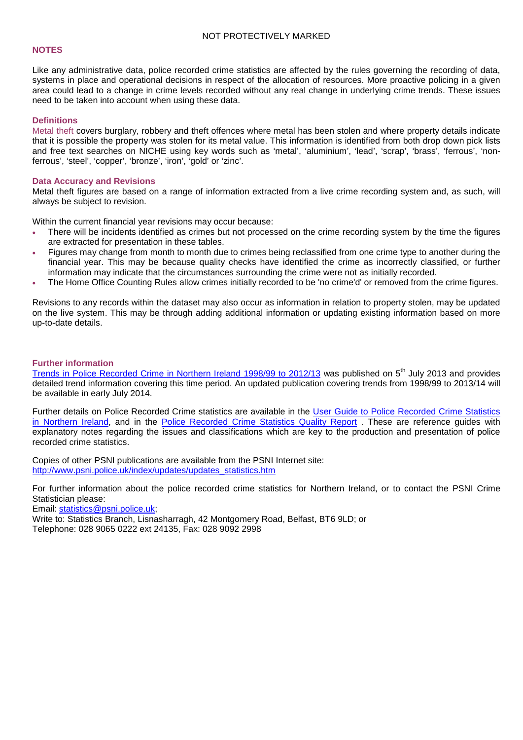NOT PROTECTIVELY MARKED

## NOTES

Like any administrative data, police recorded crime statistics are affected by the rules governing the recording of data, systems in place and operational decisions in respect of the allocation of resources. More proactive policing in a given area could lead to a change in crime levels recorded without any real change in underlying crime trends. These issues need to be taken into account when using these data.

### Definitions

Metal theft covers burglary, robbery and theft offences where metal has been stolen and where property details indicate that it is possible the property was stolen for its metal value. This information is identified from both drop down pick lists and free text searches on NICHE using key words such as 'metal', 'aluminium', 'lead', 'scrap', 'brass', 'ferrous', 'non-ferrous', 'steel', 'copper', 'bronze', 'iron', 'gold' or 'zinc'.

### Data Accuracy and Revisions

Metal theft figures are based on a range of information extracted from a live crime recording system and, as such, will always be subject to revision.

Within the current financial year revisions may occur because:

- There will be incidents identified as crimes but not processed on the crime recording system by the time the figures are extracted for presentation in these tables.
- Figures may change from month to month due to crimes being reclassified from one crime type to another during the financial year. This may be because quality checks have identified the crime as incorrectly classified, or further information may indicate that the circumstances surrounding the crime were not as initially recorded.
- The Home Office Counting Rules allow crimes initially recorded to be 'no crime'd' or removed from the crime figures.

Revisions to any records within the dataset may also occur as information in relation to property stolen, may be updated on the live system. This may be through adding additional information or updating existing information based on more up-to-date details.

### Further information

Trends in Police Recorded Crime in Northern Ireland 1998/99 to 2012/13 was published on 5th July 2013 and provides detailed trend information covering this time period. An updated publication covering trends from 1998/99 to 2013/14 will be available in early July 2014.

Further details on Police Recorded Crime statistics are available in the User Guide to Police Recorded Crime Statistics in Northern Ireland, and in the Police Recorded Crime Statistics Quality Report . These are reference guides with explanatory notes regarding the issues and classifications which are key to the production and presentation of police recorded crime statistics.

Copies of other PSNI publications are available from the PSNI Internet site:
http://www.psni.police.uk/index/updates/updates_statistics.htm

For further information about the police recorded crime statistics for Northern Ireland, or to contact the PSNI Crime Statistician please:

Email: statistics@psni.police.uk;
Write to: Statistics Branch, Lisnasharragh, 42 Montgomery Road, Belfast, BT6 9LD; or
Telephone: 028 9065 0222 ext 24135, Fax: 028 9092 2998